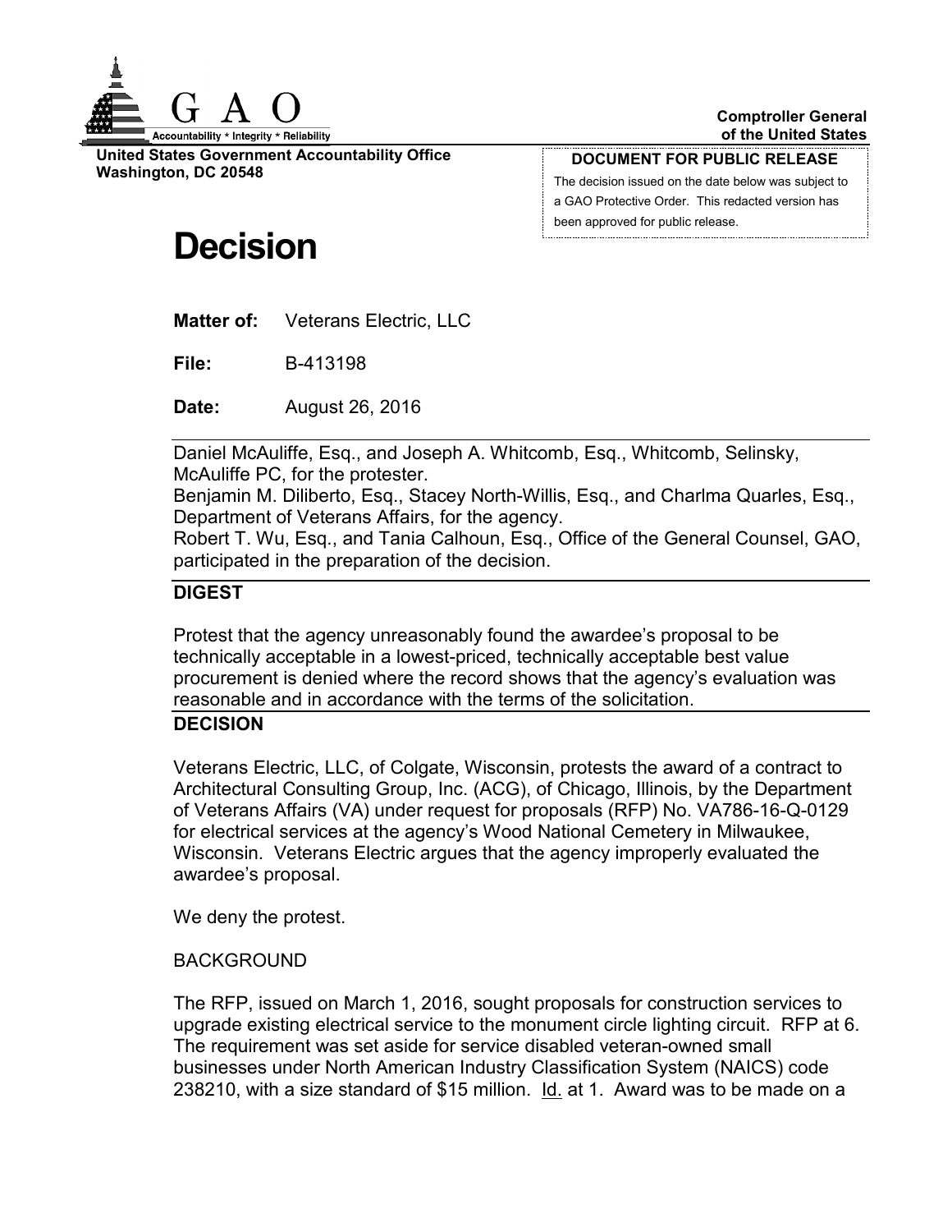**Comptroller General of the United States**

United States Government Accountability Office
Washington, DC 20548

**DOCUMENT FOR PUBLIC RELEASE**

The decision issued on the date below was subject to a GAO Protective Order. This redacted version has been approved for public release.

# Decision

**Matter of:** Veterans Electric, LLC

**File:** B-413198

**Date:** August 26, 2016

Daniel McAuliffe, Esq., and Joseph A. Whitcomb, Esq., Whitcomb, Selinsky, McAuliffe PC, for the protester.
Benjamin M. Diliberto, Esq., Stacey North-Willis, Esq., and Charlma Quarles, Esq., Department of Veterans Affairs, for the agency.
Robert T. Wu, Esq., and Tania Calhoun, Esq., Office of the General Counsel, GAO, participated in the preparation of the decision.

## DIGEST

Protest that the agency unreasonably found the awardee's proposal to be technically acceptable in a lowest-priced, technically acceptable best value procurement is denied where the record shows that the agency's evaluation was reasonable and in accordance with the terms of the solicitation.

## DECISION

Veterans Electric, LLC, of Colgate, Wisconsin, protests the award of a contract to Architectural Consulting Group, Inc. (ACG), of Chicago, Illinois, by the Department of Veterans Affairs (VA) under request for proposals (RFP) No. VA786-16-Q-0129 for electrical services at the agency's Wood National Cemetery in Milwaukee, Wisconsin. Veterans Electric argues that the agency improperly evaluated the awardee's proposal.

We deny the protest.

BACKGROUND

The RFP, issued on March 1, 2016, sought proposals for construction services to upgrade existing electrical service to the monument circle lighting circuit. RFP at 6. The requirement was set aside for service disabled veteran-owned small businesses under North American Industry Classification System (NAICS) code 238210, with a size standard of $15 million. Id. at 1. Award was to be made on a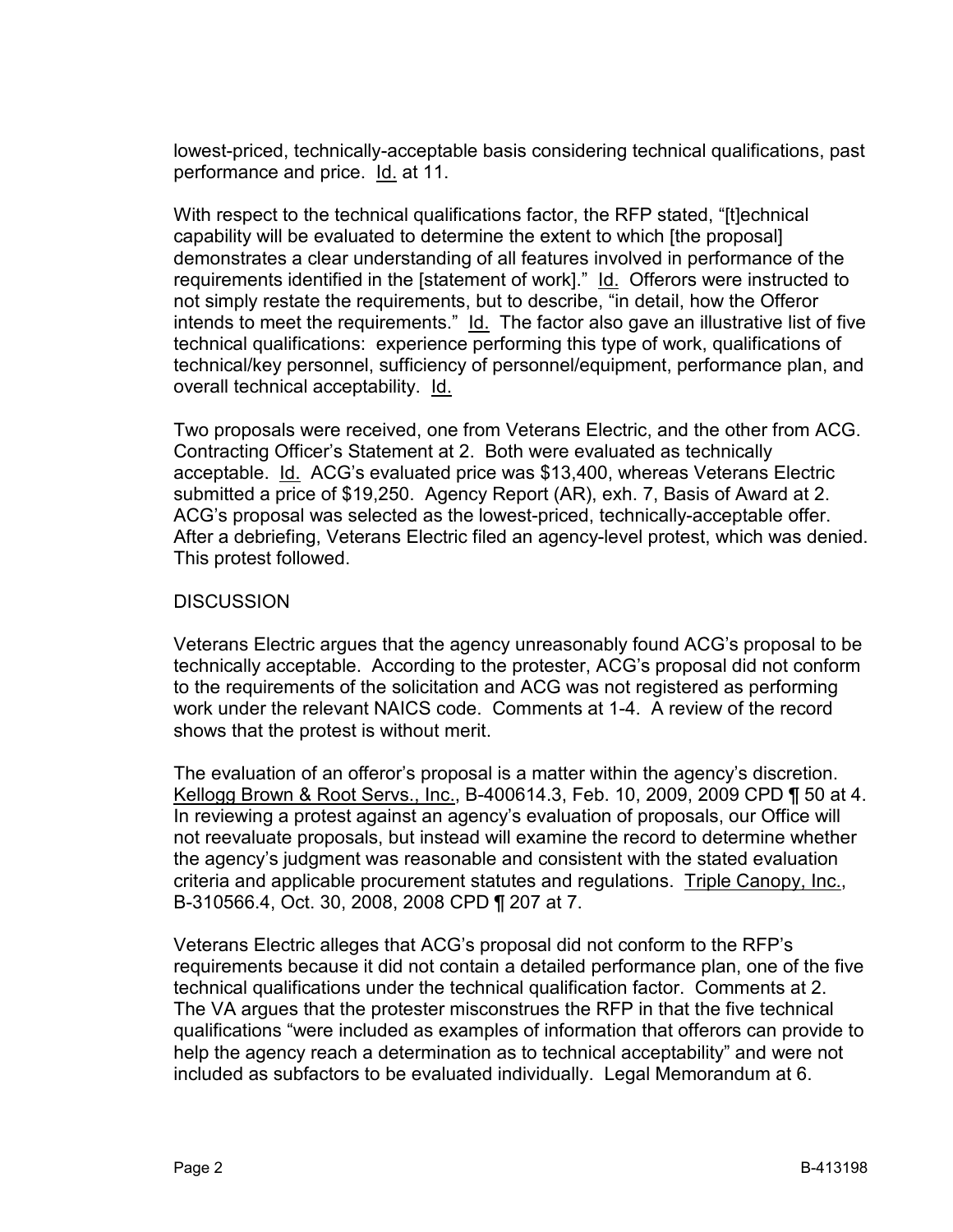lowest-priced, technically-acceptable basis considering technical qualifications, past performance and price. Id. at 11.

With respect to the technical qualifications factor, the RFP stated, "[t]echnical capability will be evaluated to determine the extent to which [the proposal] demonstrates a clear understanding of all features involved in performance of the requirements identified in the [statement of work]." Id. Offerors were instructed to not simply restate the requirements, but to describe, "in detail, how the Offeror intends to meet the requirements." Id. The factor also gave an illustrative list of five technical qualifications: experience performing this type of work, qualifications of technical/key personnel, sufficiency of personnel/equipment, performance plan, and overall technical acceptability. Id.

Two proposals were received, one from Veterans Electric, and the other from ACG. Contracting Officer's Statement at 2. Both were evaluated as technically acceptable. Id. ACG's evaluated price was $13,400, whereas Veterans Electric submitted a price of $19,250. Agency Report (AR), exh. 7, Basis of Award at 2. ACG's proposal was selected as the lowest-priced, technically-acceptable offer. After a debriefing, Veterans Electric filed an agency-level protest, which was denied. This protest followed.

## DISCUSSION

Veterans Electric argues that the agency unreasonably found ACG's proposal to be technically acceptable. According to the protester, ACG's proposal did not conform to the requirements of the solicitation and ACG was not registered as performing work under the relevant NAICS code. Comments at 1-4. A review of the record shows that the protest is without merit.

The evaluation of an offeror's proposal is a matter within the agency's discretion. Kellogg Brown & Root Servs., Inc., B-400614.3, Feb. 10, 2009, 2009 CPD ¶ 50 at 4. In reviewing a protest against an agency's evaluation of proposals, our Office will not reevaluate proposals, but instead will examine the record to determine whether the agency's judgment was reasonable and consistent with the stated evaluation criteria and applicable procurement statutes and regulations. Triple Canopy, Inc., B-310566.4, Oct. 30, 2008, 2008 CPD ¶ 207 at 7.

Veterans Electric alleges that ACG's proposal did not conform to the RFP's requirements because it did not contain a detailed performance plan, one of the five technical qualifications under the technical qualification factor. Comments at 2. The VA argues that the protester misconstrues the RFP in that the five technical qualifications "were included as examples of information that offerors can provide to help the agency reach a determination as to technical acceptability" and were not included as subfactors to be evaluated individually. Legal Memorandum at 6.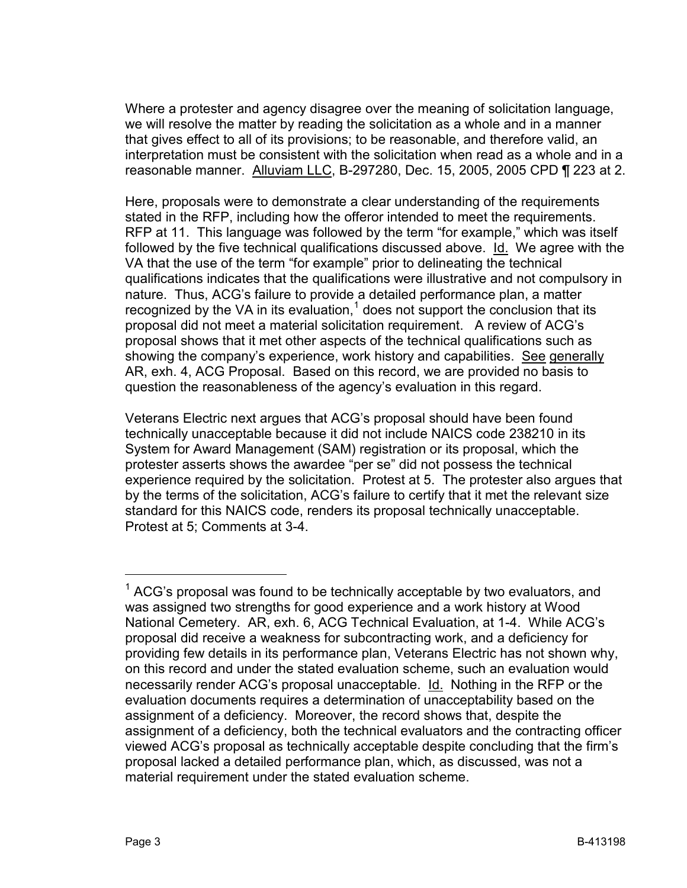Where a protester and agency disagree over the meaning of solicitation language, we will resolve the matter by reading the solicitation as a whole and in a manner that gives effect to all of its provisions; to be reasonable, and therefore valid, an interpretation must be consistent with the solicitation when read as a whole and in a reasonable manner. Alluviam LLC, B-297280, Dec. 15, 2005, 2005 CPD ¶ 223 at 2.

Here, proposals were to demonstrate a clear understanding of the requirements stated in the RFP, including how the offeror intended to meet the requirements. RFP at 11. This language was followed by the term "for example," which was itself followed by the five technical qualifications discussed above. Id. We agree with the VA that the use of the term "for example" prior to delineating the technical qualifications indicates that the qualifications were illustrative and not compulsory in nature. Thus, ACG's failure to provide a detailed performance plan, a matter recognized by the VA in its evaluation,[1] does not support the conclusion that its proposal did not meet a material solicitation requirement. A review of ACG's proposal shows that it met other aspects of the technical qualifications such as showing the company's experience, work history and capabilities. See generally AR, exh. 4, ACG Proposal. Based on this record, we are provided no basis to question the reasonableness of the agency's evaluation in this regard.

Veterans Electric next argues that ACG's proposal should have been found technically unacceptable because it did not include NAICS code 238210 in its System for Award Management (SAM) registration or its proposal, which the protester asserts shows the awardee "per se" did not possess the technical experience required by the solicitation. Protest at 5. The protester also argues that by the terms of the solicitation, ACG's failure to certify that it met the relevant size standard for this NAICS code, renders its proposal technically unacceptable. Protest at 5; Comments at 3-4.

[1] ACG's proposal was found to be technically acceptable by two evaluators, and was assigned two strengths for good experience and a work history at Wood National Cemetery. AR, exh. 6, ACG Technical Evaluation, at 1-4. While ACG's proposal did receive a weakness for subcontracting work, and a deficiency for providing few details in its performance plan, Veterans Electric has not shown why, on this record and under the stated evaluation scheme, such an evaluation would necessarily render ACG's proposal unacceptable. Id. Nothing in the RFP or the evaluation documents requires a determination of unacceptability based on the assignment of a deficiency. Moreover, the record shows that, despite the assignment of a deficiency, both the technical evaluators and the contracting officer viewed ACG's proposal as technically acceptable despite concluding that the firm's proposal lacked a detailed performance plan, which, as discussed, was not a material requirement under the stated evaluation scheme.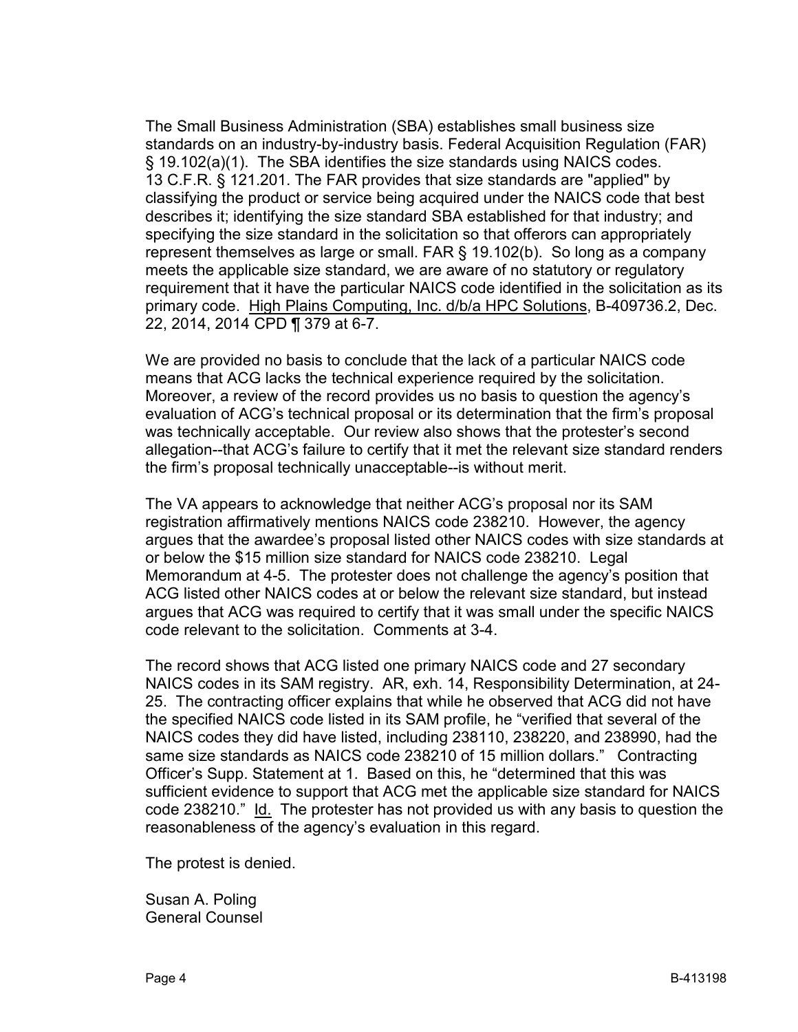The Small Business Administration (SBA) establishes small business size standards on an industry-by-industry basis. Federal Acquisition Regulation (FAR) § 19.102(a)(1). The SBA identifies the size standards using NAICS codes. 13 C.F.R. § 121.201. The FAR provides that size standards are "applied" by classifying the product or service being acquired under the NAICS code that best describes it; identifying the size standard SBA established for that industry; and specifying the size standard in the solicitation so that offerors can appropriately represent themselves as large or small. FAR § 19.102(b). So long as a company meets the applicable size standard, we are aware of no statutory or regulatory requirement that it have the particular NAICS code identified in the solicitation as its primary code. High Plains Computing, Inc. d/b/a HPC Solutions, B-409736.2, Dec. 22, 2014, 2014 CPD ¶ 379 at 6-7.

We are provided no basis to conclude that the lack of a particular NAICS code means that ACG lacks the technical experience required by the solicitation. Moreover, a review of the record provides us no basis to question the agency's evaluation of ACG's technical proposal or its determination that the firm's proposal was technically acceptable. Our review also shows that the protester's second allegation--that ACG's failure to certify that it met the relevant size standard renders the firm's proposal technically unacceptable--is without merit.

The VA appears to acknowledge that neither ACG's proposal nor its SAM registration affirmatively mentions NAICS code 238210. However, the agency argues that the awardee's proposal listed other NAICS codes with size standards at or below the $15 million size standard for NAICS code 238210. Legal Memorandum at 4-5. The protester does not challenge the agency's position that ACG listed other NAICS codes at or below the relevant size standard, but instead argues that ACG was required to certify that it was small under the specific NAICS code relevant to the solicitation. Comments at 3-4.

The record shows that ACG listed one primary NAICS code and 27 secondary NAICS codes in its SAM registry. AR, exh. 14, Responsibility Determination, at 24-25. The contracting officer explains that while he observed that ACG did not have the specified NAICS code listed in its SAM profile, he "verified that several of the NAICS codes they did have listed, including 238110, 238220, and 238990, had the same size standards as NAICS code 238210 of 15 million dollars." Contracting Officer's Supp. Statement at 1. Based on this, he "determined that this was sufficient evidence to support that ACG met the applicable size standard for NAICS code 238210." Id. The protester has not provided us with any basis to question the reasonableness of the agency's evaluation in this regard.

The protest is denied.

Susan A. Poling
General Counsel